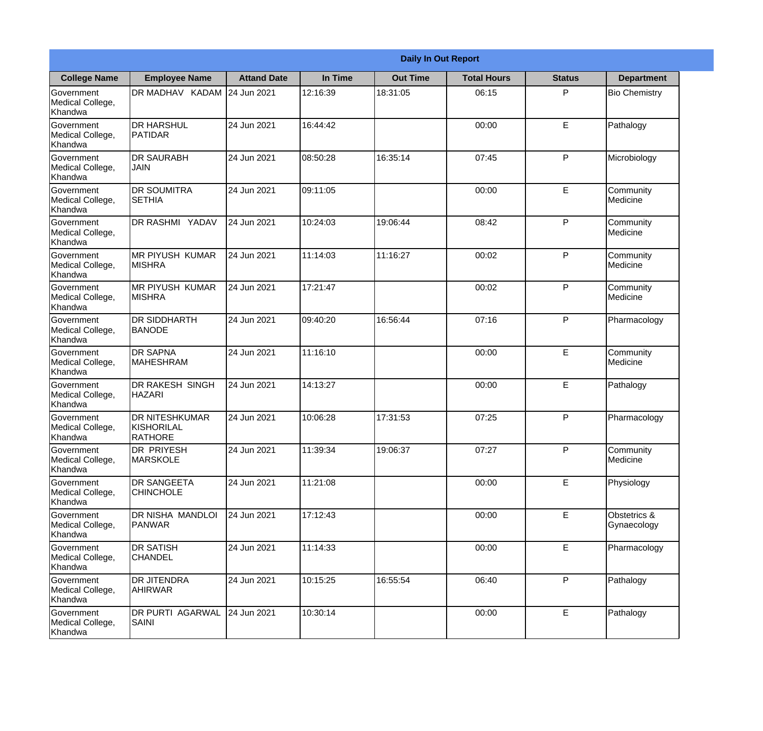| Daily In Out Report | | | | | | | |
|---|---|---|---|---|---|---|---|
| **College Name** | **Employee Name** | **Attand Date** | **In Time** | **Out Time** | **Total Hours** | **Status** | **Department** |
| Government Medical College, Khandwa | DR MADHAV KADAM | 24 Jun 2021 | 12:16:39 | 18:31:05 | 06:15 | P | Bio Chemistry |
| Government Medical College, Khandwa | DR HARSHUL PATIDAR | 24 Jun 2021 | 16:44:42 | | 00:00 | E | Pathalogy |
| Government Medical College, Khandwa | DR SAURABH JAIN | 24 Jun 2021 | 08:50:28 | 16:35:14 | 07:45 | P | Microbiology |
| Government Medical College, Khandwa | DR SOUMITRA SETHIA | 24 Jun 2021 | 09:11:05 | | 00:00 | E | Community Medicine |
| Government Medical College, Khandwa | DR RASHMI YADAV | 24 Jun 2021 | 10:24:03 | 19:06:44 | 08:42 | P | Community Medicine |
| Government Medical College, Khandwa | MR PIYUSH KUMAR MISHRA | 24 Jun 2021 | 11:14:03 | 11:16:27 | 00:02 | P | Community Medicine |
| Government Medical College, Khandwa | MR PIYUSH KUMAR MISHRA | 24 Jun 2021 | 17:21:47 | | 00:02 | P | Community Medicine |
| Government Medical College, Khandwa | DR SIDDHARTH BANODE | 24 Jun 2021 | 09:40:20 | 16:56:44 | 07:16 | P | Pharmacology |
| Government Medical College, Khandwa | DR SAPNA MAHESHRAM | 24 Jun 2021 | 11:16:10 | | 00:00 | E | Community Medicine |
| Government Medical College, Khandwa | DR RAKESH SINGH HAZARI | 24 Jun 2021 | 14:13:27 | | 00:00 | E | Pathalogy |
| Government Medical College, Khandwa | DR NITESHKUMAR KISHORILAL RATHORE | 24 Jun 2021 | 10:06:28 | 17:31:53 | 07:25 | P | Pharmacology |
| Government Medical College, Khandwa | DR PRIYESH MARSKOLE | 24 Jun 2021 | 11:39:34 | 19:06:37 | 07:27 | P | Community Medicine |
| Government Medical College, Khandwa | DR SANGEETA CHINCHOLE | 24 Jun 2021 | 11:21:08 | | 00:00 | E | Physiology |
| Government Medical College, Khandwa | DR NISHA MANDLOI PANWAR | 24 Jun 2021 | 17:12:43 | | 00:00 | E | Obstetrics & Gynaecology |
| Government Medical College, Khandwa | DR SATISH CHANDEL | 24 Jun 2021 | 11:14:33 | | 00:00 | E | Pharmacology |
| Government Medical College, Khandwa | DR JITENDRA AHIRWAR | 24 Jun 2021 | 10:15:25 | 16:55:54 | 06:40 | P | Pathalogy |
| Government Medical College, Khandwa | DR PURTI AGARWAL SAINI | 24 Jun 2021 | 10:30:14 | | 00:00 | E | Pathalogy |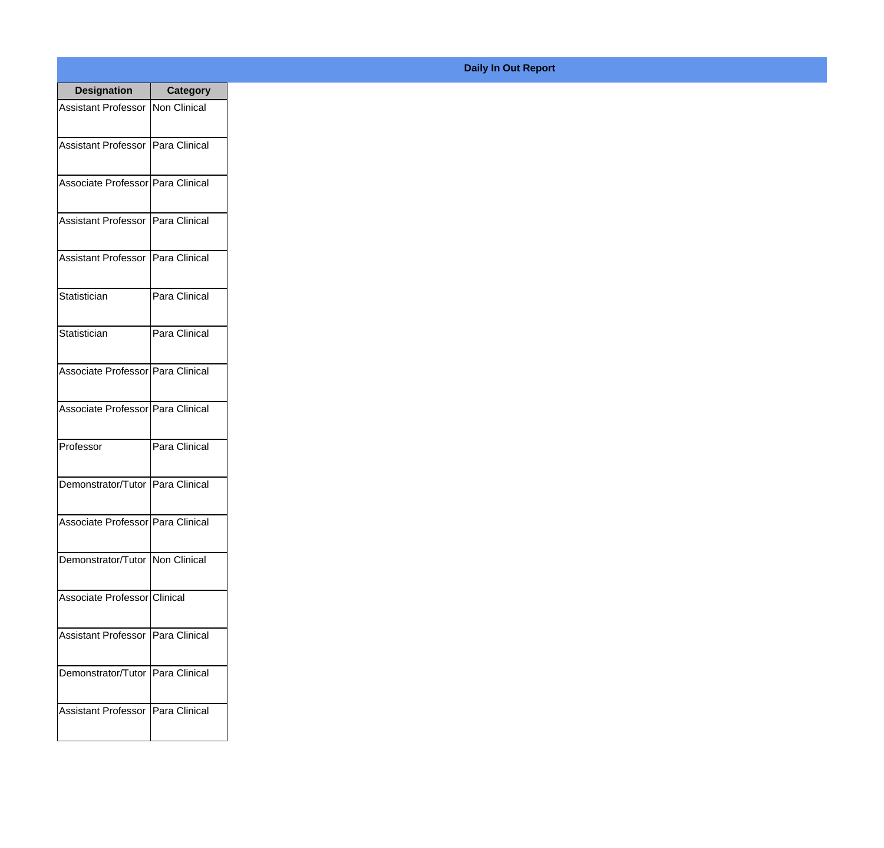**Daily In Out Report**

| Designation | Category |
| --- | --- |
| Assistant Professor | Non Clinical |
| Assistant Professor | Para Clinical |
| Associate Professor | Para Clinical |
| Assistant Professor | Para Clinical |
| Assistant Professor | Para Clinical |
| Statistician | Para Clinical |
| Statistician | Para Clinical |
| Associate Professor | Para Clinical |
| Associate Professor | Para Clinical |
| Professor | Para Clinical |
| Demonstrator/Tutor | Para Clinical |
| Associate Professor | Para Clinical |
| Demonstrator/Tutor | Non Clinical |
| Associate Professor | Clinical |
| Assistant Professor | Para Clinical |
| Demonstrator/Tutor | Para Clinical |
| Assistant Professor | Para Clinical |